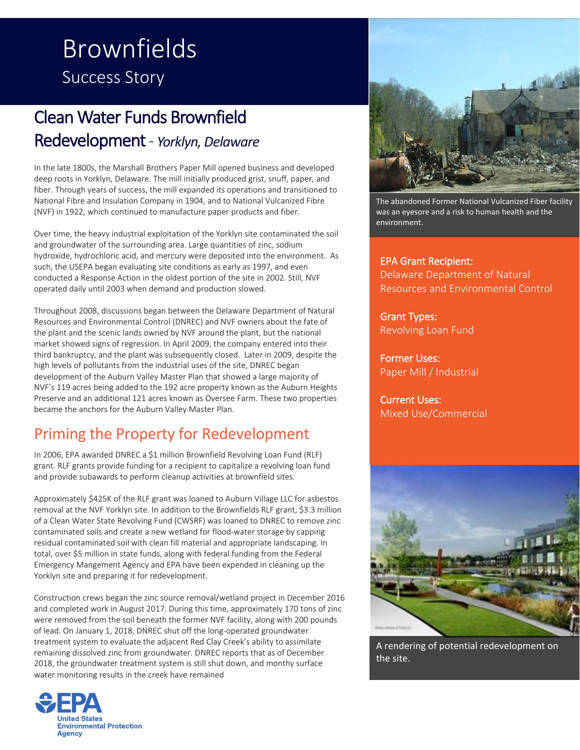# Brownfields

Success Story

## Clean Water Funds Brownfield Redevelopment - *Yorklyn, Delaware*

In the late 1800s, the Marshall Brothers Paper Mill opened business and developed deep roots in Yorklyn, Delaware. The mill initially produced grist, snuff, paper, and fiber. Through years of success, the mill expanded its operations and transitioned to National Fibre and Insulation Company in 1904, and to National Vulcanized Fibre (NVF) in 1922, which continued to manufacture paper products and fiber.

Over time, the heavy industrial exploitation of the Yorklyn site contaminated the soil and groundwater of the surrounding area. Large quantities of zinc, sodium hydroxide, hydrochloric acid, and mercury were deposited into the environment. As such, the USEPA began evaluating site conditions as early as 1997, and even conducted a Response Action in the oldest portion of the site in 2002. Still, NVF operated daily until 2003 when demand and production slowed.

Throughout 2008, discussions began between the Delaware Department of Natural Resources and Environmental Control (DNREC) and NVF owners about the fate of the plant and the scenic lands owned by NVF around the plant, but the national market showed signs of regression. In April 2009, the company entered into their third bankruptcy, and the plant was subsequently closed. Later in 2009, despite the high levels of pollutants from the industrial uses of the site, DNREC began development of the Auburn Valley Master Plan that showed a large majority of NVF's 119 acres being added to the 192 acre property known as the Auburn Heights Preserve and an additional 121 acres known as Oversee Farm. These two properties became the anchors for the Auburn Valley Master Plan.

## Priming the Property for Redevelopment

In 2006, EPA awarded DNREC a $1 million Brownfield Revolving Loan Fund (RLF) grant. RLF grants provide funding for a recipient to capitalize a revolving loan fund and provide subawards to perform cleanup activities at brownfield sites.

Approximately $425K of the RLF grant was loaned to Auburn Village LLC for asbestos removal at the NVF Yorklyn site. In addition to the Brownfields RLF grant, $3.3 million of a Clean Water State Revolving Fund (CWSRF) was loaned to DNREC to remove zinc contaminated soils and create a new wetland for flood-water storage by capping residual contaminated soil with clean fill material and appropriate landscaping. In total, over $5 million in state funds, along with federal funding from the Federal Emergency Mangement Agency and EPA have been expended in cleaning up the Yorklyn site and preparing it for redevelopment.

Construction crews began the zinc source removal/wetland project in December 2016 and completed work in August 2017. During this time, approximately 170 tons of zinc were removed from the soil beneath the former NVF facility, along with 200 pounds of lead. On January 1, 2018, DNREC shut off the long-operated groundwater treatment system to evaluate the adjacent Red Clay Creek's ability to assimilate remaining dissolved zinc from groundwater. DNREC reports that as of December 2018, the groundwater treatment system is still shut down, and monthy surface water monitoring results in the creek have remained

The abandoned Former National Vulcanized Fiber facility was an eyesore and a risk to human health and the environment.

**EPA Grant Recipient:**
Delaware Department of Natural Resources and Environmental Control

**Grant Types:**
Revolving Loan Fund

**Former Uses:**
Paper Mill / Industrial

**Current Uses:**
Mixed Use/Commercial

A rendering of potential redevelopment on the site.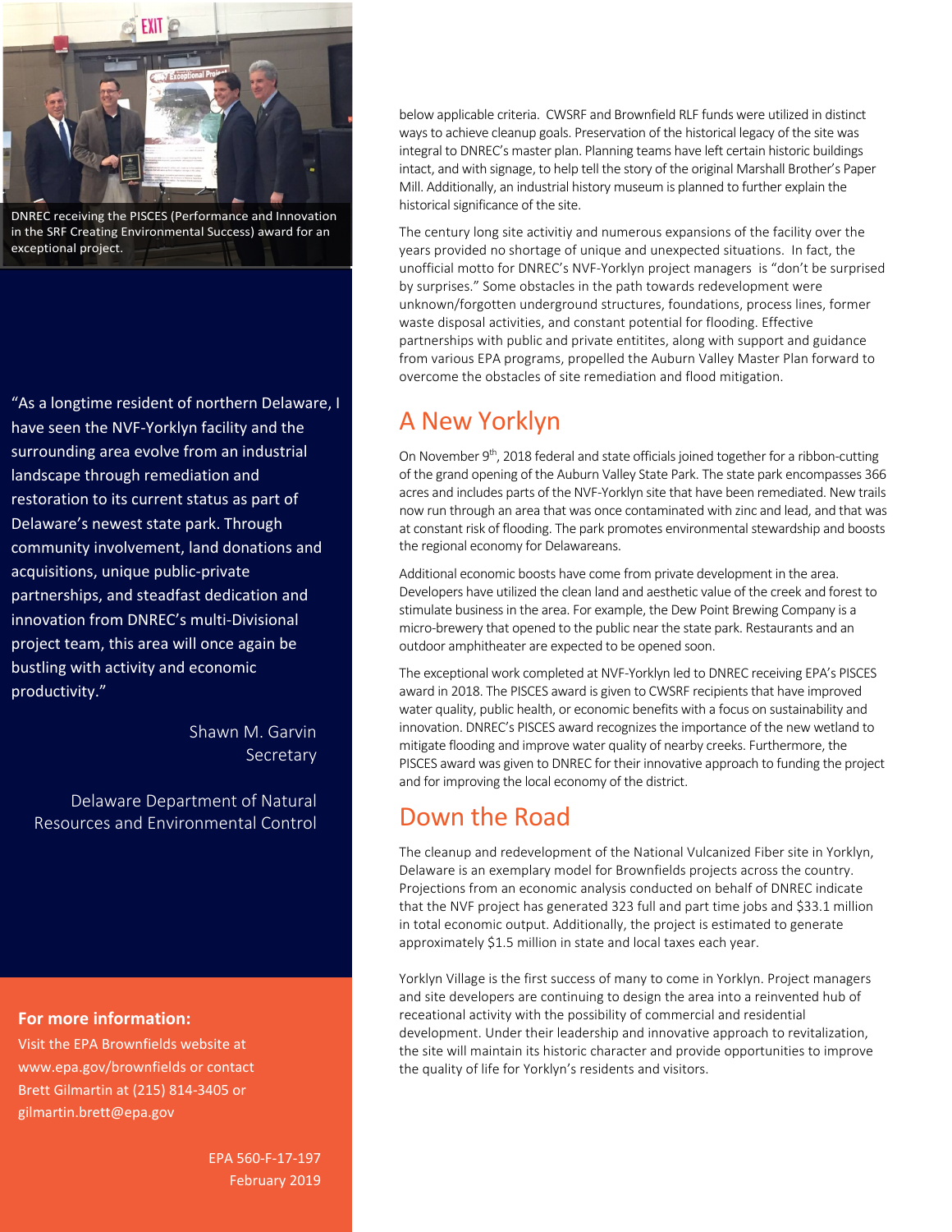DNREC receiving the PISCES (Performance and Innovation in the SRF Creating Environmental Success) award for an exceptional project.

"As a longtime resident of northern Delaware, I have seen the NVF-Yorklyn facility and the surrounding area evolve from an industrial landscape through remediation and restoration to its current status as part of Delaware's newest state park. Through community involvement, land donations and acquisitions, unique public-private partnerships, and steadfast dedication and innovation from DNREC's multi-Divisional project team, this area will once again be bustling with activity and economic productivity."

Shawn M. Garvin
Secretary

Delaware Department of Natural Resources and Environmental Control

**For more information:**
Visit the EPA Brownfields website at www.epa.gov/brownfields or contact Brett Gilmartin at (215) 814-3405 or gilmartin.brett@epa.gov

EPA 560-F-17-197
February 2019

below applicable criteria. CWSRF and Brownfield RLF funds were utilized in distinct ways to achieve cleanup goals. Preservation of the historical legacy of the site was integral to DNREC's master plan. Planning teams have left certain historic buildings intact, and with signage, to help tell the story of the original Marshall Brother's Paper Mill. Additionally, an industrial history museum is planned to further explain the historical significance of the site.

The century long site activitiy and numerous expansions of the facility over the years provided no shortage of unique and unexpected situations. In fact, the unofficial motto for DNREC's NVF-Yorklyn project managers is "don't be surprised by surprises." Some obstacles in the path towards redevelopment were unknown/forgotten underground structures, foundations, process lines, former waste disposal activities, and constant potential for flooding. Effective partnerships with public and private entitites, along with support and guidance from various EPA programs, propelled the Auburn Valley Master Plan forward to overcome the obstacles of site remediation and flood mitigation.

## A New Yorklyn

On November 9th, 2018 federal and state officials joined together for a ribbon-cutting of the grand opening of the Auburn Valley State Park. The state park encompasses 366 acres and includes parts of the NVF-Yorklyn site that have been remediated. New trails now run through an area that was once contaminated with zinc and lead, and that was at constant risk of flooding. The park promotes environmental stewardship and boosts the regional economy for Delawareans.

Additional economic boosts have come from private development in the area. Developers have utilized the clean land and aesthetic value of the creek and forest to stimulate business in the area. For example, the Dew Point Brewing Company is a micro-brewery that opened to the public near the state park. Restaurants and an outdoor amphitheater are expected to be opened soon.

The exceptional work completed at NVF-Yorklyn led to DNREC receiving EPA's PISCES award in 2018. The PISCES award is given to CWSRF recipients that have improved water quality, public health, or economic benefits with a focus on sustainability and innovation. DNREC's PISCES award recognizes the importance of the new wetland to mitigate flooding and improve water quality of nearby creeks. Furthermore, the PISCES award was given to DNREC for their innovative approach to funding the project and for improving the local economy of the district.

## Down the Road

The cleanup and redevelopment of the National Vulcanized Fiber site in Yorklyn, Delaware is an exemplary model for Brownfields projects across the country. Projections from an economic analysis conducted on behalf of DNREC indicate that the NVF project has generated 323 full and part time jobs and $33.1 million in total economic output. Additionally, the project is estimated to generate approximately $1.5 million in state and local taxes each year.

Yorklyn Village is the first success of many to come in Yorklyn. Project managers and site developers are continuing to design the area into a reinvented hub of receational activity with the possibility of commercial and residential development. Under their leadership and innovative approach to revitalization, the site will maintain its historic character and provide opportunities to improve the quality of life for Yorklyn's residents and visitors.